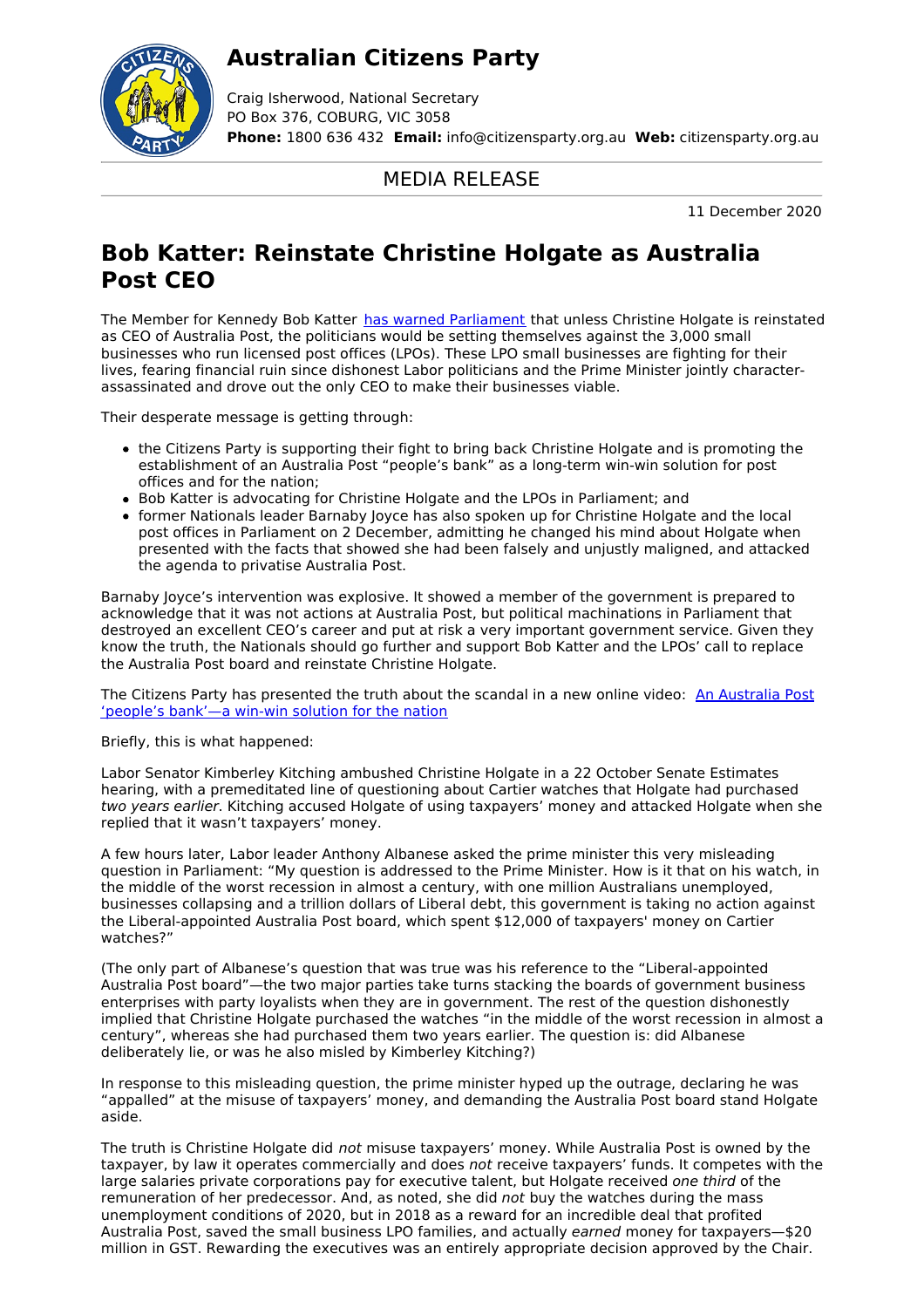# Australian Citizens Party

Craig Isherwood, National Secretary
PO Box 376, COBURG, VIC 3058
**Phone:** 1800 636 432 **Email:** info@citizensparty.org.au **Web:** citizensparty.org.au

MEDIA RELEASE

11 December 2020

## Bob Katter: Reinstate Christine Holgate as Australia Post CEO

The Member for Kennedy Bob Katter has warned Parliament that unless Christine Holgate is reinstated as CEO of Australia Post, the politicians would be setting themselves against the 3,000 small businesses who run licensed post offices (LPOs). These LPO small businesses are fighting for their lives, fearing financial ruin since dishonest Labor politicians and the Prime Minister jointly character-assassinated and drove out the only CEO to make their businesses viable.

Their desperate message is getting through:

- the Citizens Party is supporting their fight to bring back Christine Holgate and is promoting the establishment of an Australia Post "people's bank" as a long-term win-win solution for post offices and for the nation;
- Bob Katter is advocating for Christine Holgate and the LPOs in Parliament; and
- former Nationals leader Barnaby Joyce has also spoken up for Christine Holgate and the local post offices in Parliament on 2 December, admitting he changed his mind about Holgate when presented with the facts that showed she had been falsely and unjustly maligned, and attacked the agenda to privatise Australia Post.

Barnaby Joyce's intervention was explosive. It showed a member of the government is prepared to acknowledge that it was not actions at Australia Post, but political machinations in Parliament that destroyed an excellent CEO's career and put at risk a very important government service. Given they know the truth, the Nationals should go further and support Bob Katter and the LPOs' call to replace the Australia Post board and reinstate Christine Holgate.

The Citizens Party has presented the truth about the scandal in a new online video: An Australia Post 'people's bank'—a win-win solution for the nation

Briefly, this is what happened:

Labor Senator Kimberley Kitching ambushed Christine Holgate in a 22 October Senate Estimates hearing, with a premeditated line of questioning about Cartier watches that Holgate had purchased *two years earlier*. Kitching accused Holgate of using taxpayers' money and attacked Holgate when she replied that it wasn't taxpayers' money.

A few hours later, Labor leader Anthony Albanese asked the prime minister this very misleading question in Parliament: "My question is addressed to the Prime Minister. How is it that on his watch, in the middle of the worst recession in almost a century, with one million Australians unemployed, businesses collapsing and a trillion dollars of Liberal debt, this government is taking no action against the Liberal-appointed Australia Post board, which spent $12,000 of taxpayers' money on Cartier watches?"

(The only part of Albanese's question that was true was his reference to the "Liberal-appointed Australia Post board"—the two major parties take turns stacking the boards of government business enterprises with party loyalists when they are in government. The rest of the question dishonestly implied that Christine Holgate purchased the watches "in the middle of the worst recession in almost a century", whereas she had purchased them two years earlier. The question is: did Albanese deliberately lie, or was he also misled by Kimberley Kitching?)

In response to this misleading question, the prime minister hyped up the outrage, declaring he was "appalled" at the misuse of taxpayers' money, and demanding the Australia Post board stand Holgate aside.

The truth is Christine Holgate did *not* misuse taxpayers' money. While Australia Post is owned by the taxpayer, by law it operates commercially and does *not* receive taxpayers' funds. It competes with the large salaries private corporations pay for executive talent, but Holgate received *one third* of the remuneration of her predecessor. And, as noted, she did *not* buy the watches during the mass unemployment conditions of 2020, but in 2018 as a reward for an incredible deal that profited Australia Post, saved the small business LPO families, and actually *earned* money for taxpayers—$20 million in GST. Rewarding the executives was an entirely appropriate decision approved by the Chair.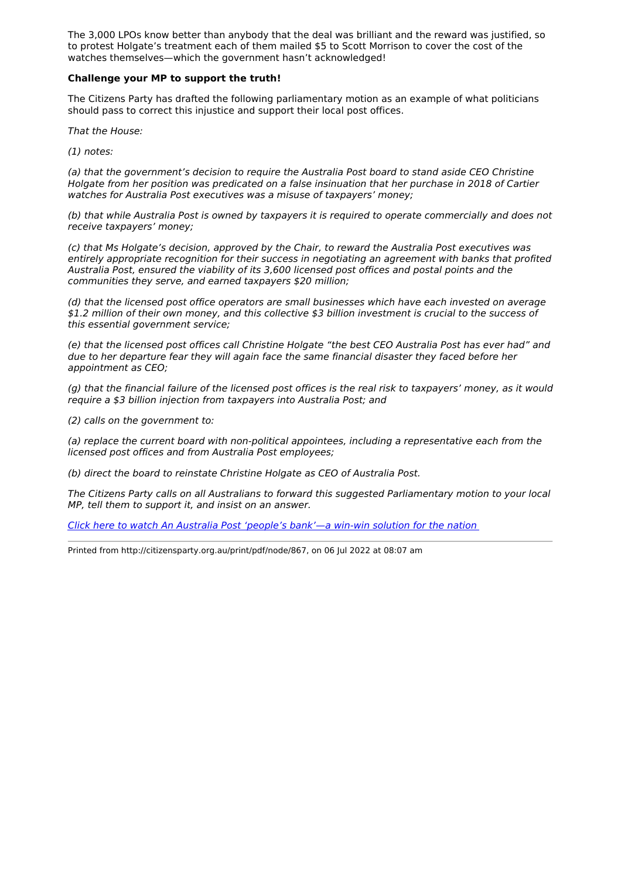The 3,000 LPOs know better than anybody that the deal was brilliant and the reward was justified, so to protest Holgate's treatment each of them mailed $5 to Scott Morrison to cover the cost of the watches themselves—which the government hasn't acknowledged!

**Challenge your MP to support the truth!**

The Citizens Party has drafted the following parliamentary motion as an example of what politicians should pass to correct this injustice and support their local post offices.

*That the House:*

*(1) notes:*

*(a) that the government's decision to require the Australia Post board to stand aside CEO Christine Holgate from her position was predicated on a false insinuation that her purchase in 2018 of Cartier watches for Australia Post executives was a misuse of taxpayers' money;*

*(b) that while Australia Post is owned by taxpayers it is required to operate commercially and does not receive taxpayers' money;*

*(c) that Ms Holgate's decision, approved by the Chair, to reward the Australia Post executives was entirely appropriate recognition for their success in negotiating an agreement with banks that profited Australia Post, ensured the viability of its 3,600 licensed post offices and postal points and the communities they serve, and earned taxpayers $20 million;*

*(d) that the licensed post office operators are small businesses which have each invested on average $1.2 million of their own money, and this collective $3 billion investment is crucial to the success of this essential government service;*

*(e) that the licensed post offices call Christine Holgate "the best CEO Australia Post has ever had" and due to her departure fear they will again face the same financial disaster they faced before her appointment as CEO;*

*(g) that the financial failure of the licensed post offices is the real risk to taxpayers' money, as it would require a $3 billion injection from taxpayers into Australia Post; and*

*(2) calls on the government to:*

*(a) replace the current board with non-political appointees, including a representative each from the licensed post offices and from Australia Post employees;*

*(b) direct the board to reinstate Christine Holgate as CEO of Australia Post.*

*The Citizens Party calls on all Australians to forward this suggested Parliamentary motion to your local MP, tell them to support it, and insist on an answer.*

*Click here to watch An Australia Post 'people's bank'—a win-win solution for the nation*

---

Printed from http://citizensparty.org.au/print/pdf/node/867, on 06 Jul 2022 at 08:07 am